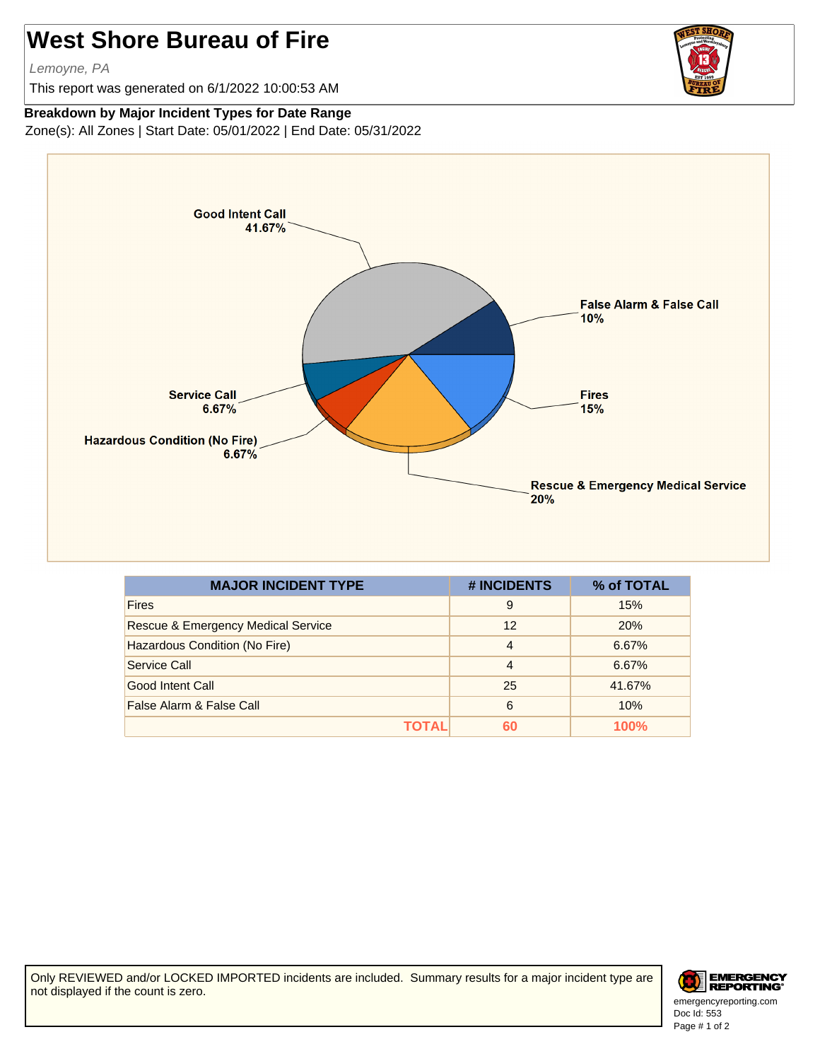# West Shore Bureau of Fire

*Lemoyne, PA*

This report was generated on 6/1/2022 10:00:53 AM

**Breakdown by Major Incident Types for Date Range**

Zone(s): All Zones | Start Date: 05/01/2022 | End Date: 05/31/2022

Good Intent Call 41.67%

False Alarm & False Call 10%

Fires 15%

Rescue & Emergency Medical Service 20%

Hazardous Condition (No Fire) 6.67%

Service Call 6.67%

| MAJOR INCIDENT TYPE | # INCIDENTS | % of TOTAL |
|---|---|---|
| Fires | 9 | 15% |
| Rescue & Emergency Medical Service | 12 | 20% |
| Hazardous Condition (No Fire) | 4 | 6.67% |
| Service Call | 4 | 6.67% |
| Good Intent Call | 25 | 41.67% |
| False Alarm & False Call | 6 | 10% |
| **TOTAL** | **60** | **100%** |

Only REVIEWED and/or LOCKED IMPORTED incidents are included. Summary results for a major incident type are not displayed if the count is zero.

EMERGENCY REPORTING
emergencyreporting.com
Doc Id: 553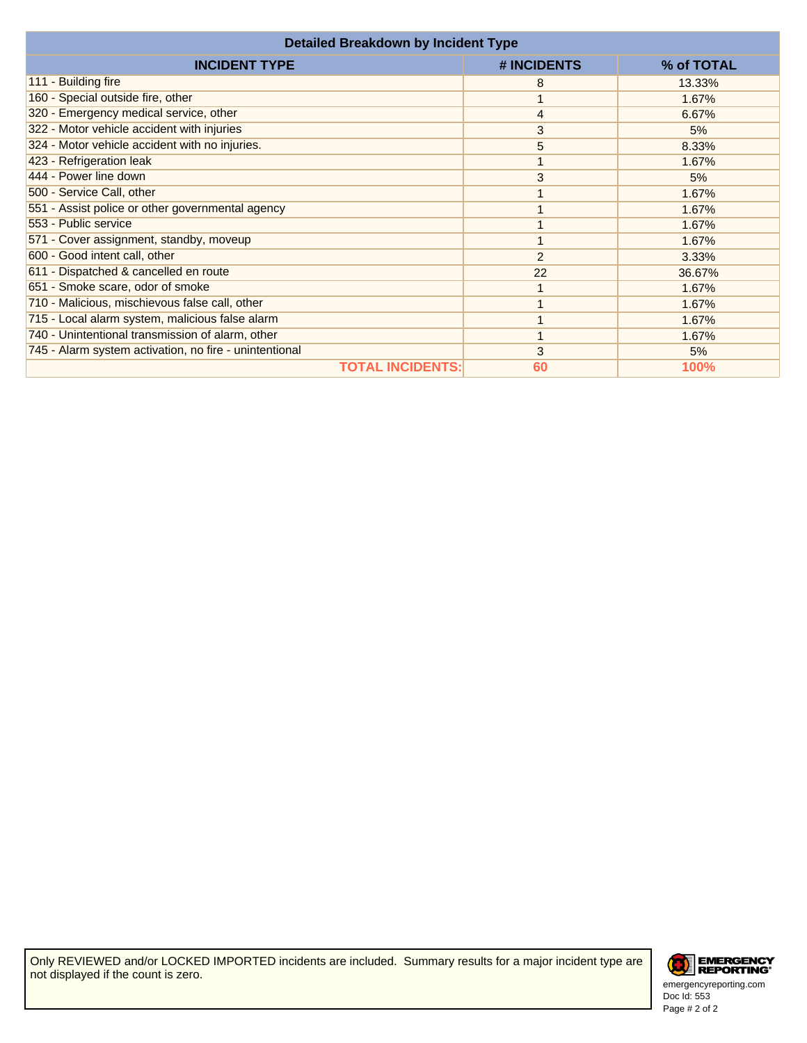| Detailed Breakdown by Incident Type | | |
|---|---|---|
| **INCIDENT TYPE** | **# INCIDENTS** | **% of TOTAL** |
| 111 - Building fire | 8 | 13.33% |
| 160 - Special outside fire, other | 1 | 1.67% |
| 320 - Emergency medical service, other | 4 | 6.67% |
| 322 - Motor vehicle accident with injuries | 3 | 5% |
| 324 - Motor vehicle accident with no injuries. | 5 | 8.33% |
| 423 - Refrigeration leak | 1 | 1.67% |
| 444 - Power line down | 3 | 5% |
| 500 - Service Call, other | 1 | 1.67% |
| 551 - Assist police or other governmental agency | 1 | 1.67% |
| 553 - Public service | 1 | 1.67% |
| 571 - Cover assignment, standby, moveup | 1 | 1.67% |
| 600 - Good intent call, other | 2 | 3.33% |
| 611 - Dispatched & cancelled en route | 22 | 36.67% |
| 651 - Smoke scare, odor of smoke | 1 | 1.67% |
| 710 - Malicious, mischievous false call, other | 1 | 1.67% |
| 715 - Local alarm system, malicious false alarm | 1 | 1.67% |
| 740 - Unintentional transmission of alarm, other | 1 | 1.67% |
| 745 - Alarm system activation, no fire - unintentional | 3 | 5% |
| **TOTAL INCIDENTS:** | **60** | **100%** |

Only REVIEWED and/or LOCKED IMPORTED incidents are included. Summary results for a major incident type are not displayed if the count is zero.

EMERGENCY REPORTING®
emergencyreporting.com
Doc Id: 553